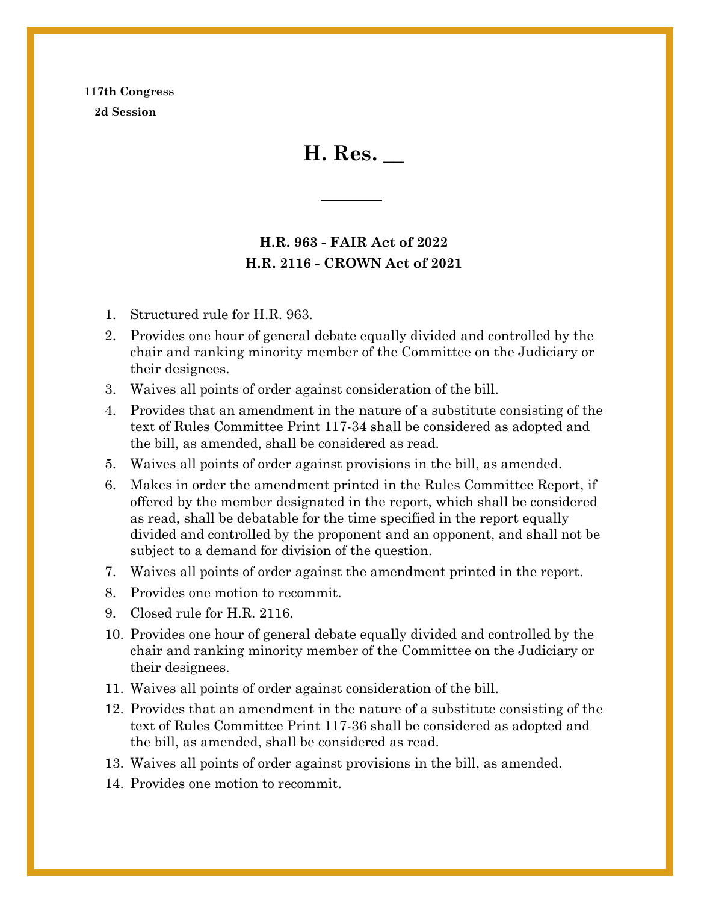**117th Congress**
**2d Session**

# H. Res. __

---

**H.R. 963 - FAIR Act of 2022**
**H.R. 2116 - CROWN Act of 2021**

1. Structured rule for H.R. 963.
2. Provides one hour of general debate equally divided and controlled by the chair and ranking minority member of the Committee on the Judiciary or their designees.
3. Waives all points of order against consideration of the bill.
4. Provides that an amendment in the nature of a substitute consisting of the text of Rules Committee Print 117-34 shall be considered as adopted and the bill, as amended, shall be considered as read.
5. Waives all points of order against provisions in the bill, as amended.
6. Makes in order the amendment printed in the Rules Committee Report, if offered by the member designated in the report, which shall be considered as read, shall be debatable for the time specified in the report equally divided and controlled by the proponent and an opponent, and shall not be subject to a demand for division of the question.
7. Waives all points of order against the amendment printed in the report.
8. Provides one motion to recommit.
9. Closed rule for H.R. 2116.
10. Provides one hour of general debate equally divided and controlled by the chair and ranking minority member of the Committee on the Judiciary or their designees.
11. Waives all points of order against consideration of the bill.
12. Provides that an amendment in the nature of a substitute consisting of the text of Rules Committee Print 117-36 shall be considered as adopted and the bill, as amended, shall be considered as read.
13. Waives all points of order against provisions in the bill, as amended.
14. Provides one motion to recommit.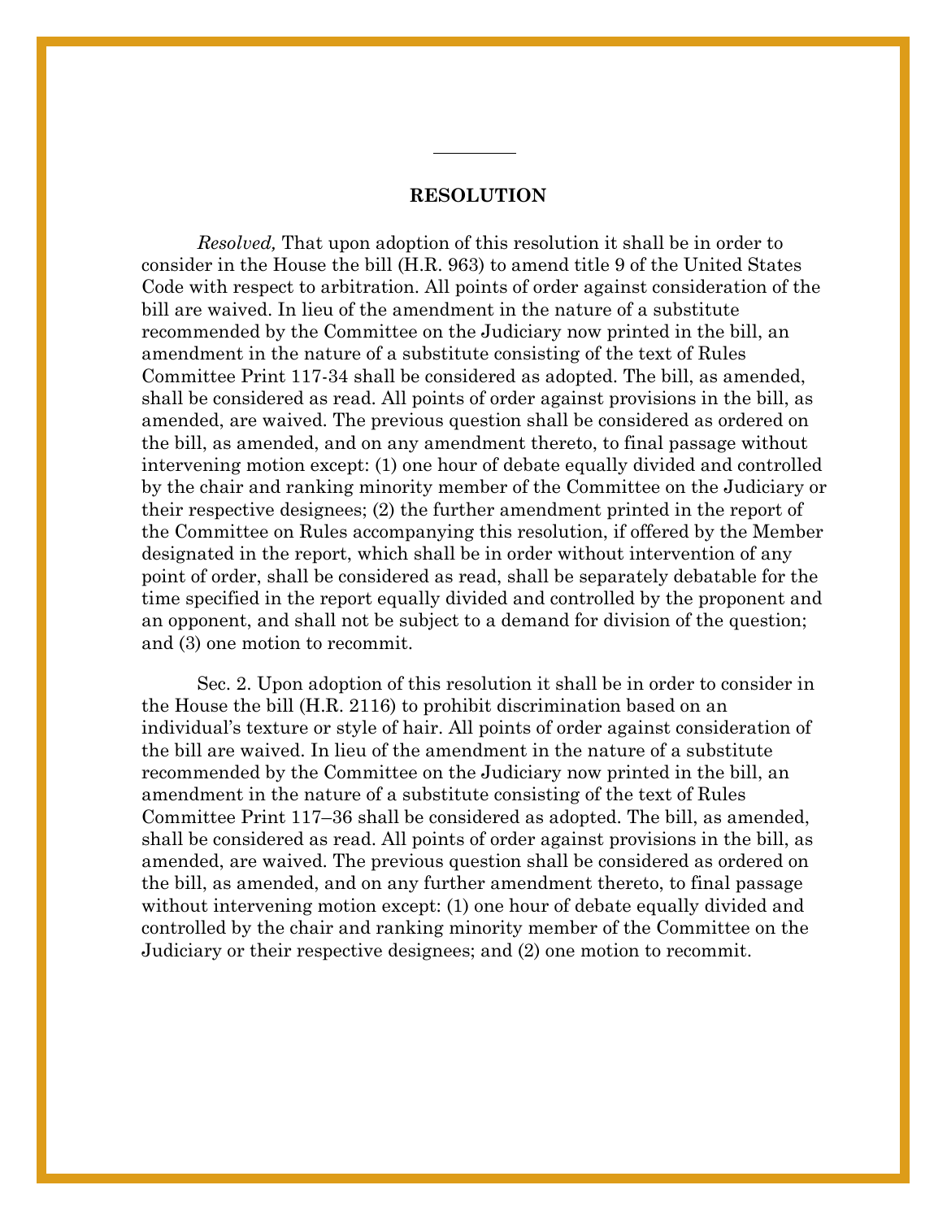---

**RESOLUTION**

*Resolved,* That upon adoption of this resolution it shall be in order to consider in the House the bill (H.R. 963) to amend title 9 of the United States Code with respect to arbitration. All points of order against consideration of the bill are waived. In lieu of the amendment in the nature of a substitute recommended by the Committee on the Judiciary now printed in the bill, an amendment in the nature of a substitute consisting of the text of Rules Committee Print 117-34 shall be considered as adopted. The bill, as amended, shall be considered as read. All points of order against provisions in the bill, as amended, are waived. The previous question shall be considered as ordered on the bill, as amended, and on any amendment thereto, to final passage without intervening motion except: (1) one hour of debate equally divided and controlled by the chair and ranking minority member of the Committee on the Judiciary or their respective designees; (2) the further amendment printed in the report of the Committee on Rules accompanying this resolution, if offered by the Member designated in the report, which shall be in order without intervention of any point of order, shall be considered as read, shall be separately debatable for the time specified in the report equally divided and controlled by the proponent and an opponent, and shall not be subject to a demand for division of the question; and (3) one motion to recommit.

Sec. 2. Upon adoption of this resolution it shall be in order to consider in the House the bill (H.R. 2116) to prohibit discrimination based on an individual's texture or style of hair. All points of order against consideration of the bill are waived. In lieu of the amendment in the nature of a substitute recommended by the Committee on the Judiciary now printed in the bill, an amendment in the nature of a substitute consisting of the text of Rules Committee Print 117–36 shall be considered as adopted. The bill, as amended, shall be considered as read. All points of order against provisions in the bill, as amended, are waived. The previous question shall be considered as ordered on the bill, as amended, and on any further amendment thereto, to final passage without intervening motion except: (1) one hour of debate equally divided and controlled by the chair and ranking minority member of the Committee on the Judiciary or their respective designees; and (2) one motion to recommit.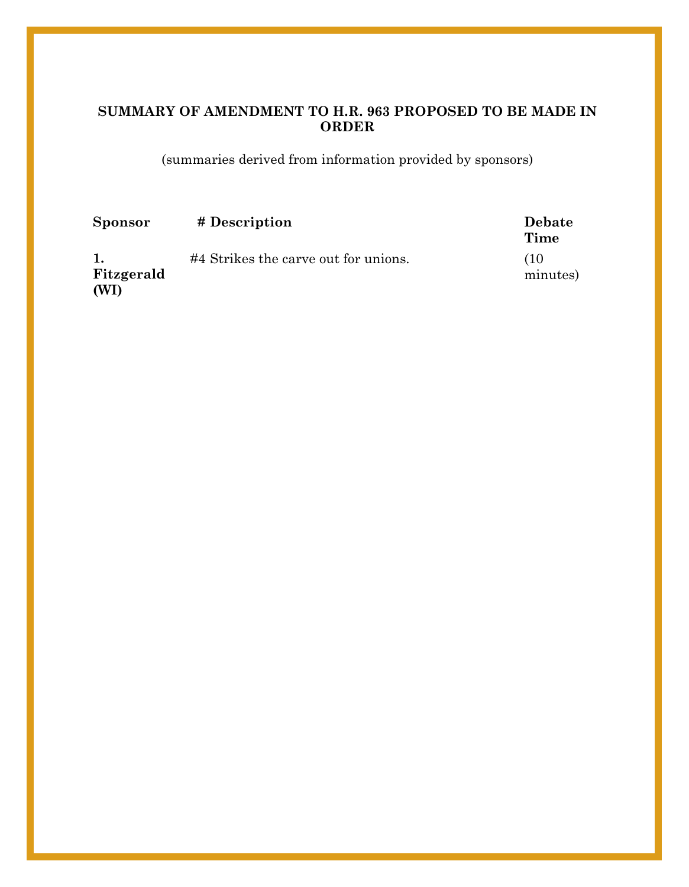**SUMMARY OF AMENDMENT TO H.R. 963 PROPOSED TO BE MADE IN ORDER**

(summaries derived from information provided by sponsors)

| Sponsor | # Description | Debate Time |
| --- | --- | --- |
| **1. Fitzgerald (WI)** | #4 Strikes the carve out for unions. | (10 minutes) |